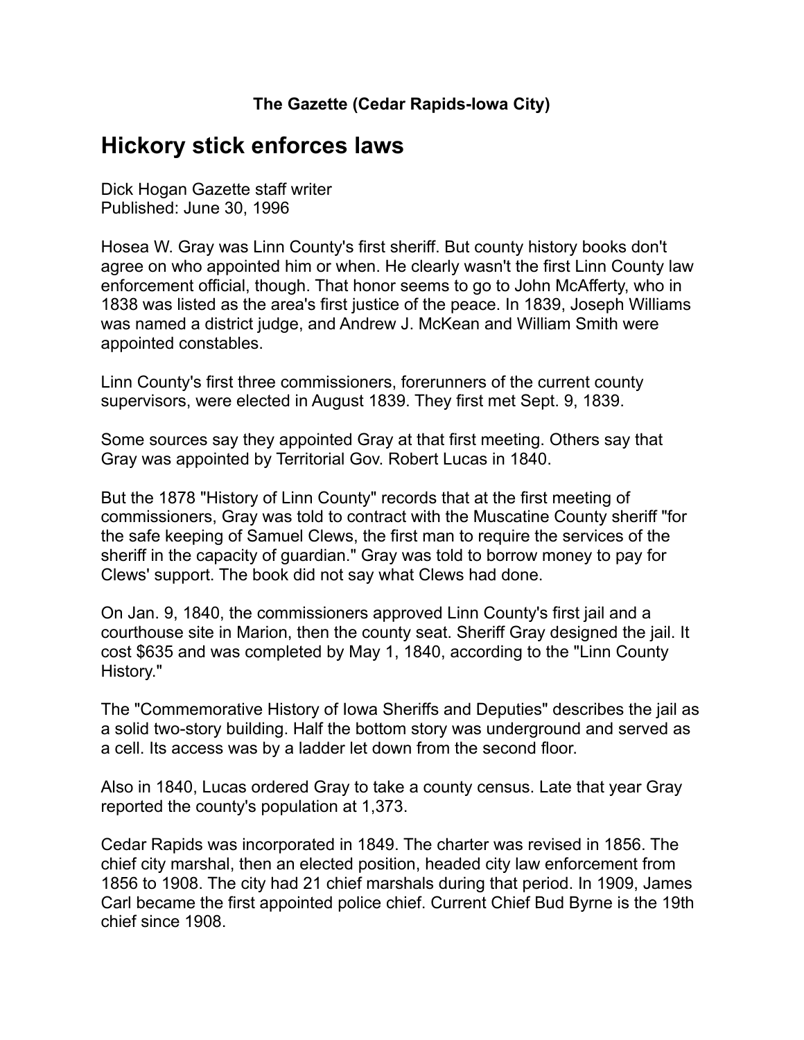**The Gazette (Cedar Rapids-Iowa City)**

# Hickory stick enforces laws

Dick Hogan Gazette staff writer
Published: June 30, 1996

Hosea W. Gray was Linn County's first sheriff. But county history books don't agree on who appointed him or when. He clearly wasn't the first Linn County law enforcement official, though. That honor seems to go to John McAfferty, who in 1838 was listed as the area's first justice of the peace. In 1839, Joseph Williams was named a district judge, and Andrew J. McKean and William Smith were appointed constables.

Linn County's first three commissioners, forerunners of the current county supervisors, were elected in August 1839. They first met Sept. 9, 1839.

Some sources say they appointed Gray at that first meeting. Others say that Gray was appointed by Territorial Gov. Robert Lucas in 1840.

But the 1878 "History of Linn County" records that at the first meeting of commissioners, Gray was told to contract with the Muscatine County sheriff "for the safe keeping of Samuel Clews, the first man to require the services of the sheriff in the capacity of guardian." Gray was told to borrow money to pay for Clews' support. The book did not say what Clews had done.

On Jan. 9, 1840, the commissioners approved Linn County's first jail and a courthouse site in Marion, then the county seat. Sheriff Gray designed the jail. It cost $635 and was completed by May 1, 1840, according to the "Linn County History."

The "Commemorative History of Iowa Sheriffs and Deputies" describes the jail as a solid two-story building. Half the bottom story was underground and served as a cell. Its access was by a ladder let down from the second floor.

Also in 1840, Lucas ordered Gray to take a county census. Late that year Gray reported the county's population at 1,373.

Cedar Rapids was incorporated in 1849. The charter was revised in 1856. The chief city marshal, then an elected position, headed city law enforcement from 1856 to 1908. The city had 21 chief marshals during that period. In 1909, James Carl became the first appointed police chief. Current Chief Bud Byrne is the 19th chief since 1908.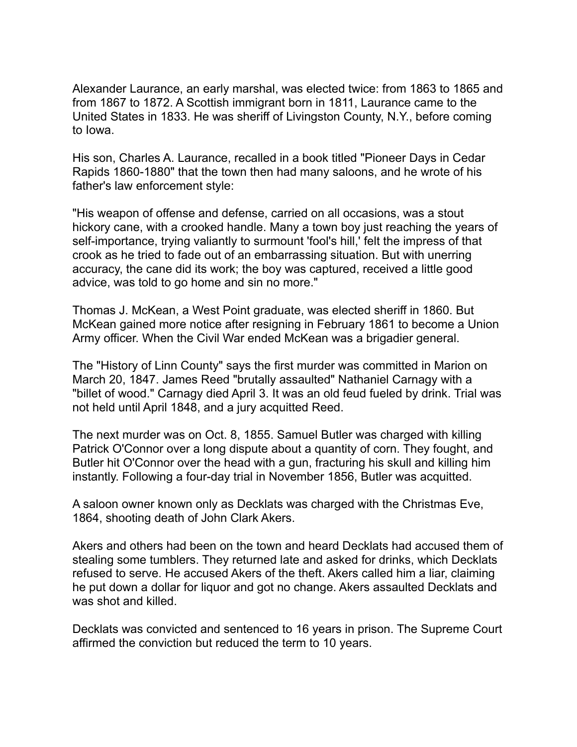Alexander Laurance, an early marshal, was elected twice: from 1863 to 1865 and from 1867 to 1872. A Scottish immigrant born in 1811, Laurance came to the United States in 1833. He was sheriff of Livingston County, N.Y., before coming to Iowa.

His son, Charles A. Laurance, recalled in a book titled "Pioneer Days in Cedar Rapids 1860-1880" that the town then had many saloons, and he wrote of his father's law enforcement style:

"His weapon of offense and defense, carried on all occasions, was a stout hickory cane, with a crooked handle. Many a town boy just reaching the years of self-importance, trying valiantly to surmount 'fool's hill,' felt the impress of that crook as he tried to fade out of an embarrassing situation. But with unerring accuracy, the cane did its work; the boy was captured, received a little good advice, was told to go home and sin no more."

Thomas J. McKean, a West Point graduate, was elected sheriff in 1860. But McKean gained more notice after resigning in February 1861 to become a Union Army officer. When the Civil War ended McKean was a brigadier general.

The "History of Linn County" says the first murder was committed in Marion on March 20, 1847. James Reed "brutally assaulted" Nathaniel Carnagy with a "billet of wood." Carnagy died April 3. It was an old feud fueled by drink. Trial was not held until April 1848, and a jury acquitted Reed.

The next murder was on Oct. 8, 1855. Samuel Butler was charged with killing Patrick O'Connor over a long dispute about a quantity of corn. They fought, and Butler hit O'Connor over the head with a gun, fracturing his skull and killing him instantly. Following a four-day trial in November 1856, Butler was acquitted.

A saloon owner known only as Decklats was charged with the Christmas Eve, 1864, shooting death of John Clark Akers.

Akers and others had been on the town and heard Decklats had accused them of stealing some tumblers. They returned late and asked for drinks, which Decklats refused to serve. He accused Akers of the theft. Akers called him a liar, claiming he put down a dollar for liquor and got no change. Akers assaulted Decklats and was shot and killed.

Decklats was convicted and sentenced to 16 years in prison. The Supreme Court affirmed the conviction but reduced the term to 10 years.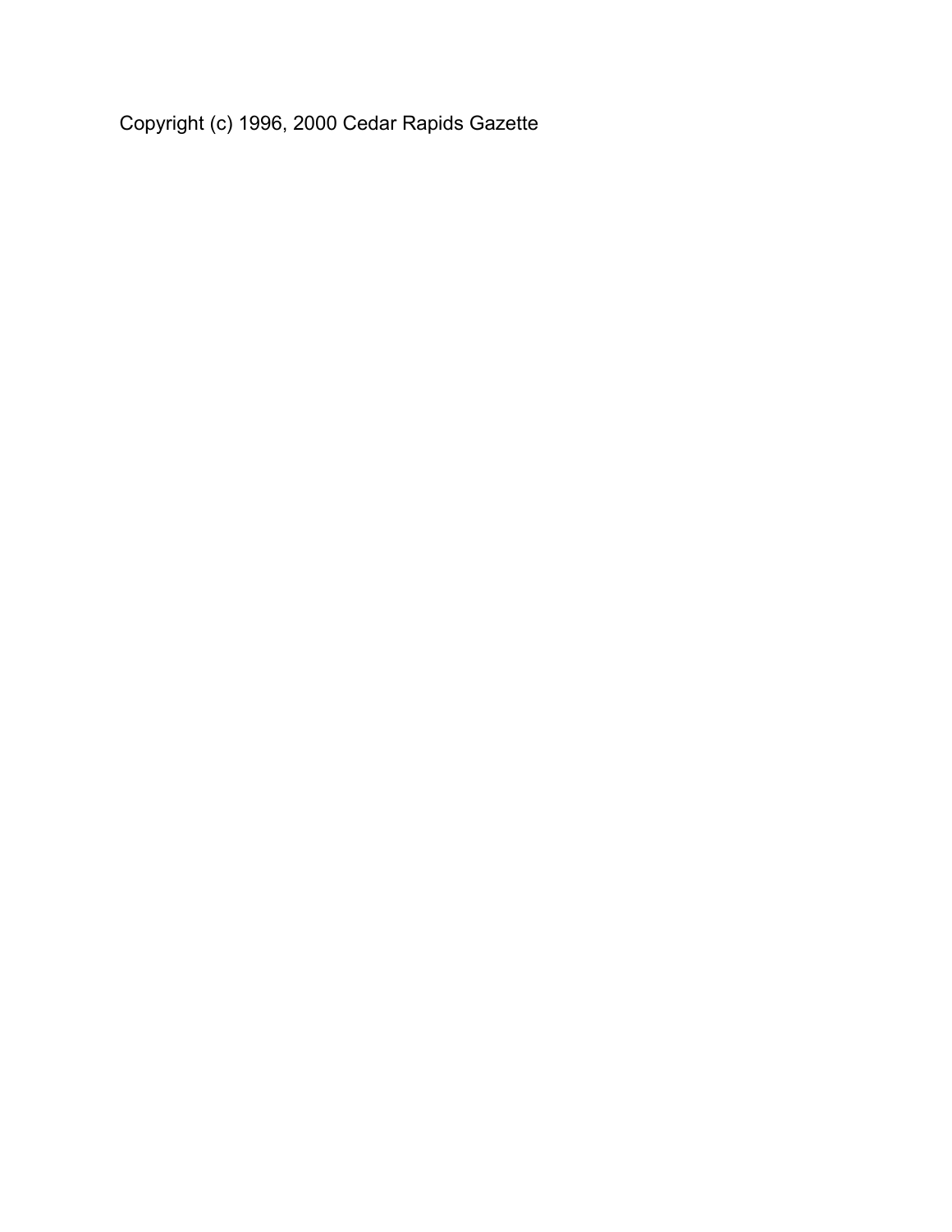Copyright (c) 1996, 2000 Cedar Rapids Gazette